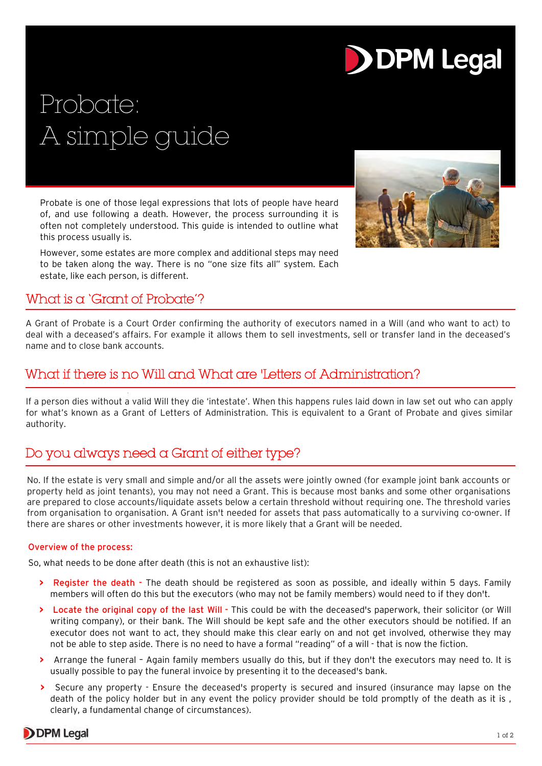# Probate: A simple guide

Probate is one of those legal expressions that lots of people have heard of, and use following a death. However, the process surrounding it is often not completely understood. This guide is intended to outline what this process usually is.

However, some estates are more complex and additional steps may need to be taken along the way. There is no "one size fits all" system. Each estate, like each person, is different.

## What is a 'Grant of Probate'?

A Grant of Probate is a Court Order confirming the authority of executors named in a Will (and who want to act) to deal with a deceased's affairs. For example it allows them to sell investments, sell or transfer land in the deceased's name and to close bank accounts.

## What if there is no Will and What are 'Letters of Administration?

If a person dies without a valid Will they die 'intestate'. When this happens rules laid down in law set out who can apply for what's known as a Grant of Letters of Administration. This is equivalent to a Grant of Probate and gives similar authority.

## Do you always need a Grant of either type?

No. If the estate is very small and simple and/or all the assets were jointly owned (for example joint bank accounts or property held as joint tenants), you may not need a Grant. This is because most banks and some other organisations are prepared to close accounts/liquidate assets below a certain threshold without requiring one. The threshold varies from organisation to organisation. A Grant isn't needed for assets that pass automatically to a surviving co-owner. If there are shares or other investments however, it is more likely that a Grant will be needed.

### Overview of the process:

So, what needs to be done after death (this is not an exhaustive list):

- **Register the death -** The death should be registered as soon as possible, and ideally within 5 days. Family members will often do this but the executors (who may not be family members) would need to if they don't.
- **Locate the original copy of the last Will -** This could be with the deceased's paperwork, their solicitor (or Will writing company), or their bank. The Will should be kept safe and the other executors should be notified. If an executor does not want to act, they should make this clear early on and not get involved, otherwise they may not be able to step aside. There is no need to have a formal "reading" of a will - that is now the fiction.
- Arrange the funeral – Again family members usually do this, but if they don't the executors may need to. It is usually possible to pay the funeral invoice by presenting it to the deceased's bank.
- Secure any property - Ensure the deceased's property is secured and insured (insurance may lapse on the death of the policy holder but in any event the policy provider should be told promptly of the death as it is , clearly, a fundamental change of circumstances).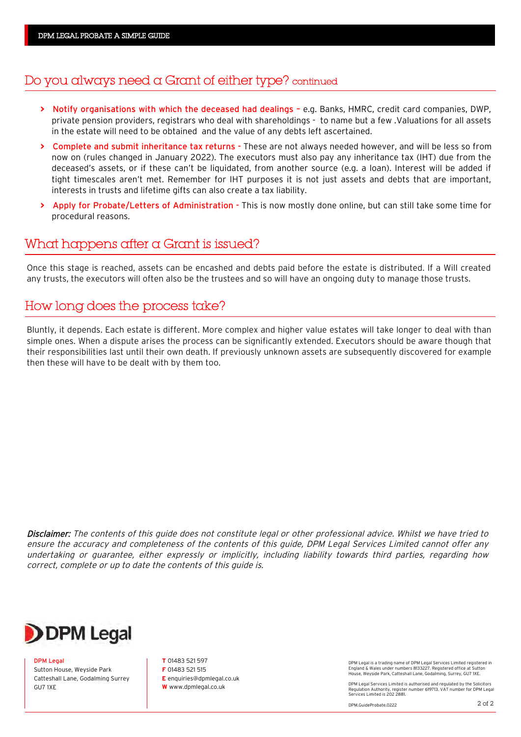## Do you always need a Grant of either type? continued

- **Notify organisations with which the deceased had dealings** – e.g. Banks, HMRC, credit card companies, DWP, private pension providers, registrars who deal with shareholdings - to name but a few .Valuations for all assets in the estate will need to be obtained and the value of any debts left ascertained.
- **Complete and submit inheritance tax returns** - These are not always needed however, and will be less so from now on (rules changed in January 2022). The executors must also pay any inheritance tax (IHT) due from the deceased's assets, or if these can't be liquidated, from another source (e.g. a loan). Interest will be added if tight timescales aren't met. Remember for IHT purposes it is not just assets and debts that are important, interests in trusts and lifetime gifts can also create a tax liability.
- **Apply for Probate/Letters of Administration** - This is now mostly done online, but can still take some time for procedural reasons.

## What happens after a Grant is issued?

Once this stage is reached, assets can be encashed and debts paid before the estate is distributed. If a Will created any trusts, the executors will often also be the trustees and so will have an ongoing duty to manage those trusts.

## How long does the process take?

Bluntly, it depends. Each estate is different. More complex and higher value estates will take longer to deal with than simple ones. When a dispute arises the process can be significantly extended. Executors should be aware though that their responsibilities last until their own death. If previously unknown assets are subsequently discovered for example then these will have to be dealt with by them too.

***Disclaimer:*** *The contents of this guide does not constitute legal or other professional advice. Whilst we have tried to ensure the accuracy and completeness of the contents of this guide, DPM Legal Services Limited cannot offer any undertaking or guarantee, either expressly or implicitly, including liability towards third parties, regarding how correct, complete or up to date the contents of this guide is.*

DPM Legal

**DPM Legal**
Sutton House, Weyside Park
Catteshall Lane, Godalming Surrey
GU7 1XE

**T** 01483 521 597
**F** 01483 521 515
**E** enquiries@dpmlegal.co.uk
**W** www.dpmlegal.co.uk

DPM Legal is a trading name of DPM Legal Services Limited registered in England & Wales under numbers 8133227. Registered office at Sutton House, Weyside Park, Catteshall Lane, Godalming, Surrey, GU7 1XE.

DPM Legal Services Limited is authorised and regulated by the Solicitors Regulation Authority, register number 619713. VAT number for DPM Legal Services Limited is 202 2881.

DPM.GuideProbate.0222